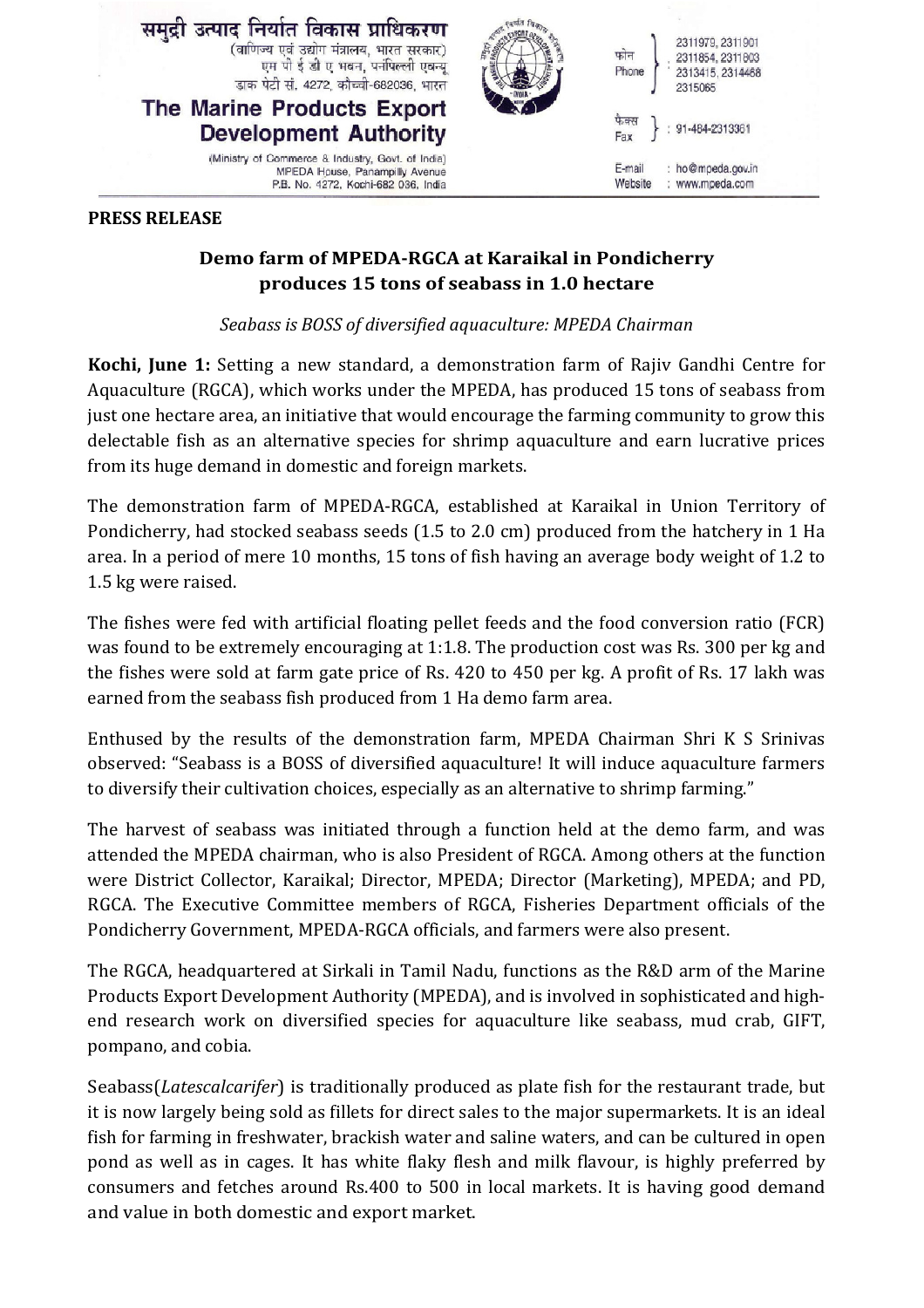समुद्री उत्पाद निर्यात विकास प्राधिकरण
(वाणिज्य एवं उद्योग मंत्रालय, भारत सरकार)
एम पी ई डी ए भवन, पनंपिल्ली एवन्यू
डाक पेटी सं. 4272, कोच्ची-682036, भारत

**The Marine Products Export Development Authority**
(Ministry of Commerce & Industry, Govt. of India)
MPEDA House, Panampilly Avenue
P.B. No. 4272, Kochi-682 036, India

फोन / Phone : 2311979, 2311901, 2311854, 2311803, 2313415, 2314468, 2315065
फैक्स / Fax : 91-484-2313361
E-mail : ho@mpeda.gov.in
Website : www.mpeda.com

**PRESS RELEASE**

## Demo farm of MPEDA-RGCA at Karaikal in Pondicherry produces 15 tons of seabass in 1.0 hectare

*Seabass is BOSS of diversified aquaculture: MPEDA Chairman*

**Kochi, June 1:** Setting a new standard, a demonstration farm of Rajiv Gandhi Centre for Aquaculture (RGCA), which works under the MPEDA, has produced 15 tons of seabass from just one hectare area, an initiative that would encourage the farming community to grow this delectable fish as an alternative species for shrimp aquaculture and earn lucrative prices from its huge demand in domestic and foreign markets.

The demonstration farm of MPEDA-RGCA, established at Karaikal in Union Territory of Pondicherry, had stocked seabass seeds (1.5 to 2.0 cm) produced from the hatchery in 1 Ha area. In a period of mere 10 months, 15 tons of fish having an average body weight of 1.2 to 1.5 kg were raised.

The fishes were fed with artificial floating pellet feeds and the food conversion ratio (FCR) was found to be extremely encouraging at 1:1.8. The production cost was Rs. 300 per kg and the fishes were sold at farm gate price of Rs. 420 to 450 per kg. A profit of Rs. 17 lakh was earned from the seabass fish produced from 1 Ha demo farm area.

Enthused by the results of the demonstration farm, MPEDA Chairman Shri K S Srinivas observed: "Seabass is a BOSS of diversified aquaculture! It will induce aquaculture farmers to diversify their cultivation choices, especially as an alternative to shrimp farming."

The harvest of seabass was initiated through a function held at the demo farm, and was attended the MPEDA chairman, who is also President of RGCA. Among others at the function were District Collector, Karaikal; Director, MPEDA; Director (Marketing), MPEDA; and PD, RGCA. The Executive Committee members of RGCA, Fisheries Department officials of the Pondicherry Government, MPEDA-RGCA officials, and farmers were also present.

The RGCA, headquartered at Sirkali in Tamil Nadu, functions as the R&D arm of the Marine Products Export Development Authority (MPEDA), and is involved in sophisticated and high-end research work on diversified species for aquaculture like seabass, mud crab, GIFT, pompano, and cobia.

Seabass(*Latescalcarifer*) is traditionally produced as plate fish for the restaurant trade, but it is now largely being sold as fillets for direct sales to the major supermarkets. It is an ideal fish for farming in freshwater, brackish water and saline waters, and can be cultured in open pond as well as in cages. It has white flaky flesh and milk flavour, is highly preferred by consumers and fetches around Rs.400 to 500 in local markets. It is having good demand and value in both domestic and export market.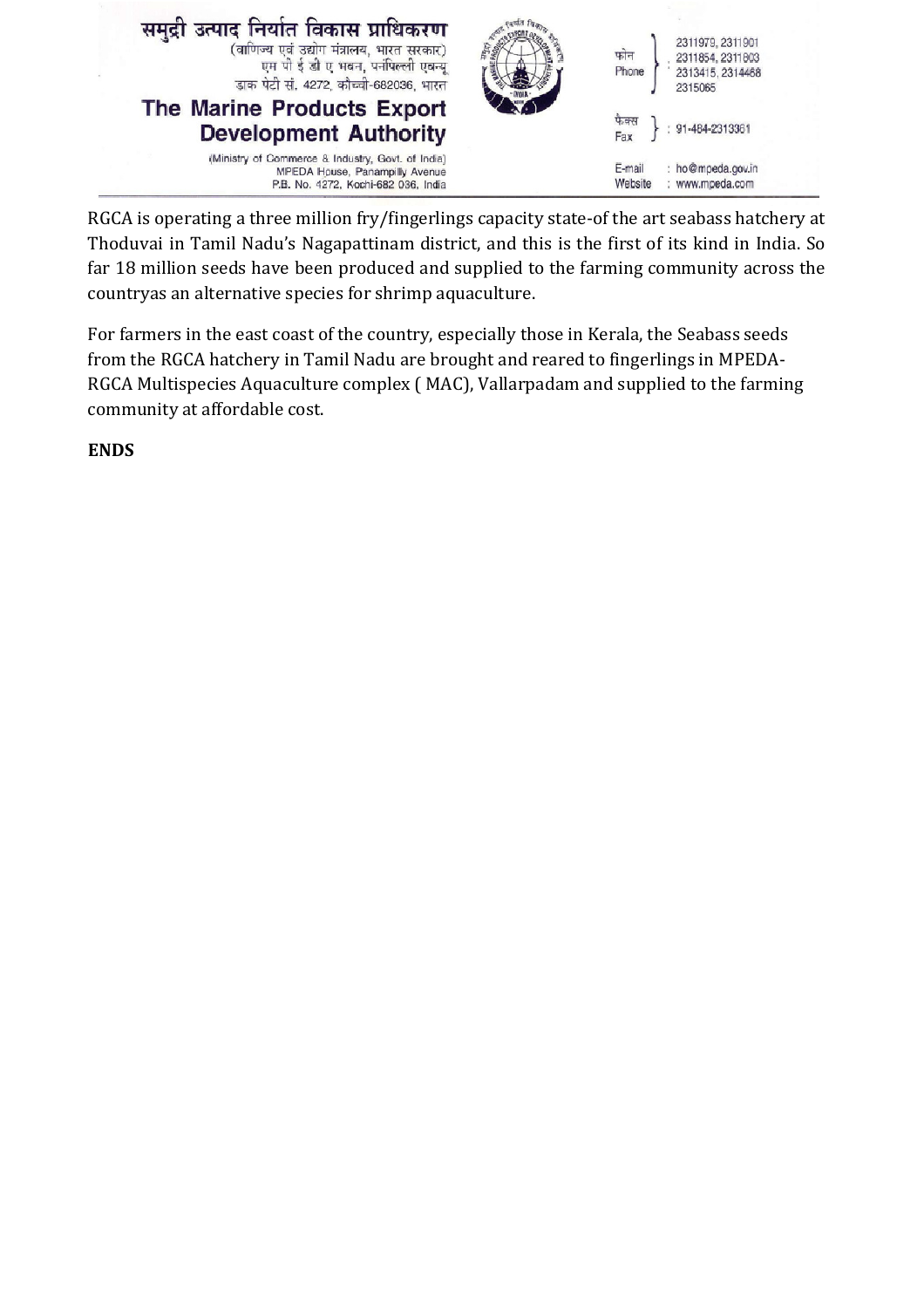RGCA is operating a three million fry/fingerlings capacity state-of the art seabass hatchery at Thoduvai in Tamil Nadu's Nagapattinam district, and this is the first of its kind in India. So far 18 million seeds have been produced and supplied to the farming community across the countryas an alternative species for shrimp aquaculture.

For farmers in the east coast of the country, especially those in Kerala, the Seabass seeds from the RGCA hatchery in Tamil Nadu are brought and reared to fingerlings in MPEDA-RGCA Multispecies Aquaculture complex ( MAC), Vallarpadam and supplied to the farming community at affordable cost.

**ENDS**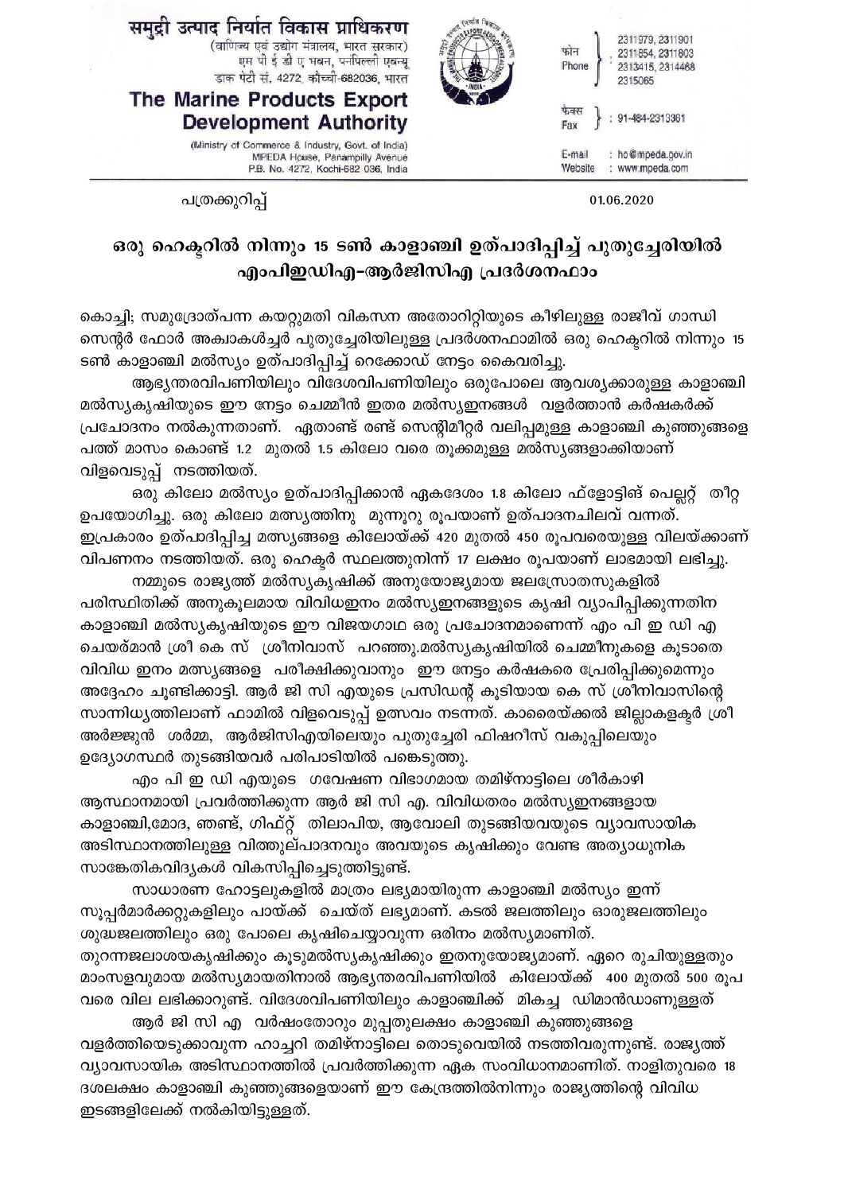समुद्री उत्पाद निर्यात विकास प्राधिकरण
(वाणिज्य एवं उद्योग मंत्रालय, भारत सरकार)
एम पी ई डी ए भवन, पनंपिल्ली एवन्यू
डाक पेटी सं. 4272, कोच्ची-682036, भारत

**The Marine Products Export Development Authority**
(Ministry of Commerce & Industry, Govt. of India)
MPEDA House, Panampilly Avenue
P.B. No. 4272, Kochi-682 036, India

फोन / Phone : 2311979, 2311901, 2311854, 2311803, 2313415, 2314468, 2315065
फैक्स / Fax : 91-484-2313361
E-mail : ho@mpeda.gov.in
Website : www.mpeda.com

പത്രക്കുറിപ്പ് 01.06.2020

## ഒരു ഹെക്ടറിൽ നിന്നും 15 ടൺ കാളാഞ്ചി ഉത്പാദിപ്പിച്ച് പുതുച്ചേരിയിൽ എംപിഇഡിഎ-ആർജിസിഎ പ്രദർശനഫാം

കൊച്ചി; സമുദ്രോത്പന്ന കയറ്റുമതി വികസന അതോറിറ്റിയുടെ കീഴിലുള്ള രാജീവ് ഗാന്ധി സെന്റർ ഫോർ അക്വാകൾച്ചർ പുതുച്ചേരിയിലുള്ള പ്രദർശനഫാമിൽ ഒരു ഹെക്ടറിൽ നിന്നും 15 ടൺ കാളാഞ്ചി മൽസ്യം ഉത്പാദിപ്പിച്ച് റെക്കോഡ് നേട്ടം കൈവരിച്ചു.

ആഭ്യന്തരവിപണിയിലും വിദേശവിപണിയിലും ഒരുപോലെ ആവശ്യക്കാരുള്ള കാളാഞ്ചി മൽസ്യകൃഷിയുടെ ഈ നേട്ടം ചെമ്മീൻ ഇതര മൽസ്യഇനങ്ങൾ വളർത്താൻ കർഷകർക്ക് പ്രചോദനം നൽകുന്നതാണ്. ഏതാണ്ട് രണ്ട് സെന്റിമീറ്റർ വലിപ്പമുള്ള കാളാഞ്ചി കുഞ്ഞുങ്ങളെ പത്ത് മാസം കൊണ്ട് 1.2 മുതൽ 1.5 കിലോ വരെ തൂക്കമുള്ള മൽസ്യങ്ങളാക്കിയാണ് വിളവെടുപ്പ് നടത്തിയത്.

ഒരു കിലോ മൽസ്യം ഉത്പാദിപ്പിക്കാൻ ഏകദേശം 1.8 കിലോ ഫ്ളോട്ടിങ് പെല്ലറ്റ് തീറ്റ ഉപയോഗിച്ചു. ഒരു കിലോ മത്സ്യത്തിനു മുന്നൂറു രൂപയാണ് ഉത്പാദനചിലവ് വന്നത്. ഇപ്രകാരം ഉത്പാദിപ്പിച്ച മത്സ്യങ്ങളെ കിലോയ്ക്ക് 420 മുതൽ 450 രൂപവരെയുള്ള വിലയ്ക്കാണ് വിപണനം നടത്തിയത്. ഒരു ഹെക്ടർ സ്ഥലത്തുനിന്ന് 17 ലക്ഷം രൂപയാണ് ലാഭമായി ലഭിച്ചു.

നമ്മുടെ രാജ്യത്ത് മൽസ്യകൃഷിക്ക് അനുയോജ്യമായ ജലസ്രോതസുകളിൽ പരിസ്ഥിതിക്ക് അനുകൂലമായ വിവിധഇനം മൽസ്യഇനങ്ങളുടെ കൃഷി വ്യാപിപ്പിക്കുന്നതിന് കാളാഞ്ചി മൽസ്യകൃഷിയുടെ ഈ വിജയഗാഥ ഒരു പ്രചോദനമാണെന്ന് എം പി ഇ ഡി എ ചെയർമാൻ ശ്രീ കെ സ് ശ്രീനിവാസ് പറഞ്ഞു.മൽസ്യകൃഷിയിൽ ചെമ്മീനുകളെ കൂടാതെ വിവിധ ഇനം മത്സ്യങ്ങളെ പരീക്ഷിക്കുവാനും ഈ നേട്ടം കർഷകരെ പ്രേരിപ്പിക്കുമെന്നും അദ്ദേഹം ചൂണ്ടിക്കാട്ടി. ആർ ജി സി എയുടെ പ്രസിഡന്റ് കൂടിയായ കെ സ് ശ്രീനിവാസിന്റെ സാന്നിധ്യത്തിലാണ് ഫാമിൽ വിളവെടുപ്പ് ഉത്സവം നടന്നത്. കാരൈക്കൽ ജില്ലാകളക്ടർ ശ്രീ അർജ്ജുൻ ശർമ്മ, ആർജിസിഎയിലെയും പുതുച്ചേരി ഫിഷറീസ് വകുപ്പിലെയും ഉദ്യോഗസ്ഥർ തുടങ്ങിയവർ പരിപാടിയിൽ പങ്കെടുത്തു.

എം പി ഇ ഡി എയുടെ ഗവേഷണ വിഭാഗമായ തമിഴ്നാട്ടിലെ ശീർകാഴി ആസ്ഥാനമായി പ്രവർത്തിക്കുന്ന ആർ ജി സി എ. വിവിധതരം മൽസ്യഇനങ്ങളായ കാളാഞ്ചി,മോദ, ഞണ്ട്, ഗിഫ്റ്റ് തിലാപിയ, ആവോലി തുടങ്ങിയവയുടെ വ്യാവസായിക അടിസ്ഥാനത്തിലുള്ള വിത്തുല്പാദനവും അവയുടെ കൃഷിക്കും വേണ്ട അത്യാധുനിക സാങ്കേതികവിദ്യകൾ വികസിപ്പിച്ചെടുത്തിട്ടുണ്ട്.

സാധാരണ ഹോട്ടലുകളിൽ മാത്രം ലഭ്യമായിരുന്ന കാളാഞ്ചി മൽസ്യം ഇന്ന് സൂപ്പർമാർക്കറ്റുകളിലും പായ്ക്ക് ചെയ്ത് ലഭ്യമാണ്. കടൽ ജലത്തിലും ഓരുജലത്തിലും ശുദ്ധജലത്തിലും ഒരു പോലെ കൃഷിചെയ്യാവുന്ന ഒരിനം മൽസ്യമാണിത്. തുറന്നജലാശയകൃഷിക്കും കൂടുമൽസ്യകൃഷിക്കും ഇതനുയോജ്യമാണ്. ഏറെ രുചിയുള്ളതും മാംസളവുമായ മൽസ്യമായതിനാൽ ആഭ്യന്തരവിപണിയിൽ കിലോയ്ക്ക് 400 മുതൽ 500 രൂപ വരെ വില ലഭിക്കാറുണ്ട്. വിദേശവിപണിയിലും കാളാഞ്ചിക്ക് മികച്ച ഡിമാൻഡാണുള്ളത്

ആർ ജി സി എ വർഷംതോറും മുപ്പതുലക്ഷം കാളാഞ്ചി കുഞ്ഞുങ്ങളെ വളർത്തിയെടുക്കാവുന്ന ഹാച്ചറി തമിഴ്നാട്ടിലെ തൊടുവെയിൽ നടത്തിവരുന്നുണ്ട്. രാജ്യത്ത് വ്യാവസായിക അടിസ്ഥാനത്തിൽ പ്രവർത്തിക്കുന്ന ഏക സംവിധാനമാണിത്. നാളിതുവരെ 18 ദശലക്ഷം കാളാഞ്ചി കുഞ്ഞുങ്ങളെയാണ് ഈ കേന്ദ്രത്തിൽനിന്നും രാജ്യത്തിന്റെ വിവിധ ഇടങ്ങളിലേക്ക് നൽകിയിട്ടുള്ളത്.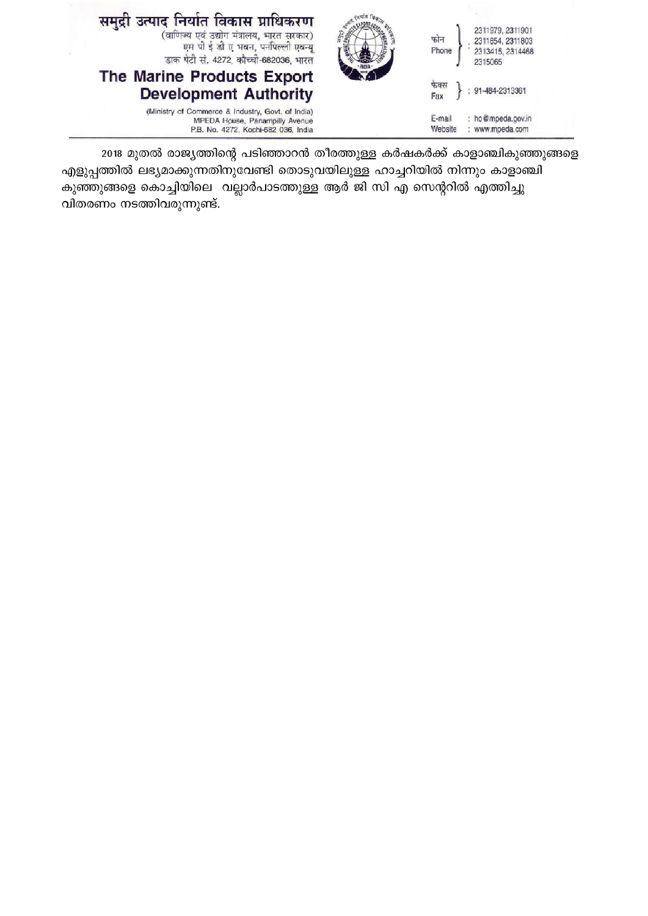समुद्री उत्पाद निर्यात विकास प्राधिकरण
(वाणिज्य एवं उद्योग मंत्रालय, भारत सरकार)
एम पी ई डी ए भवन, पनंपिल्ली एवन्यू
डाक पेटी सं. 4272, कौच्ची-682036, भारत

**The Marine Products Export Development Authority**
(Ministry of Commerce & Industry, Govt. of India)
MPEDA House, Panampilly Avenue
P.B. No. 4272, Kochi-682 036, India

फोन Phone : 2311979, 2311901, 2311854, 2311803, 2313415, 2314468, 2315065
फैक्स Fax : 91-484-2313361
E-mail : ho@mpeda.gov.in
Website : www.mpeda.com

2018 മുതൽ രാജ്യത്തിന്റെ പടിഞ്ഞാറൻ തീരത്തുള്ള കർഷകർക്ക് കാളാഞ്ചികുഞ്ഞുങ്ങളെ എളുപ്പത്തിൽ ലഭ്യമാക്കുന്നതിനുവേണ്ടി തൊടുവയിലുള്ള ഹാച്ചറിയിൽ നിന്നും കാളാഞ്ചി കുഞ്ഞുങ്ങളെ കൊച്ചിയിലെ വല്ലാർപാടത്തുള്ള ആർ ജി സി എ സെന്ററിൽ എത്തിച്ചു വിതരണം നടത്തിവരുന്നുണ്ട്.